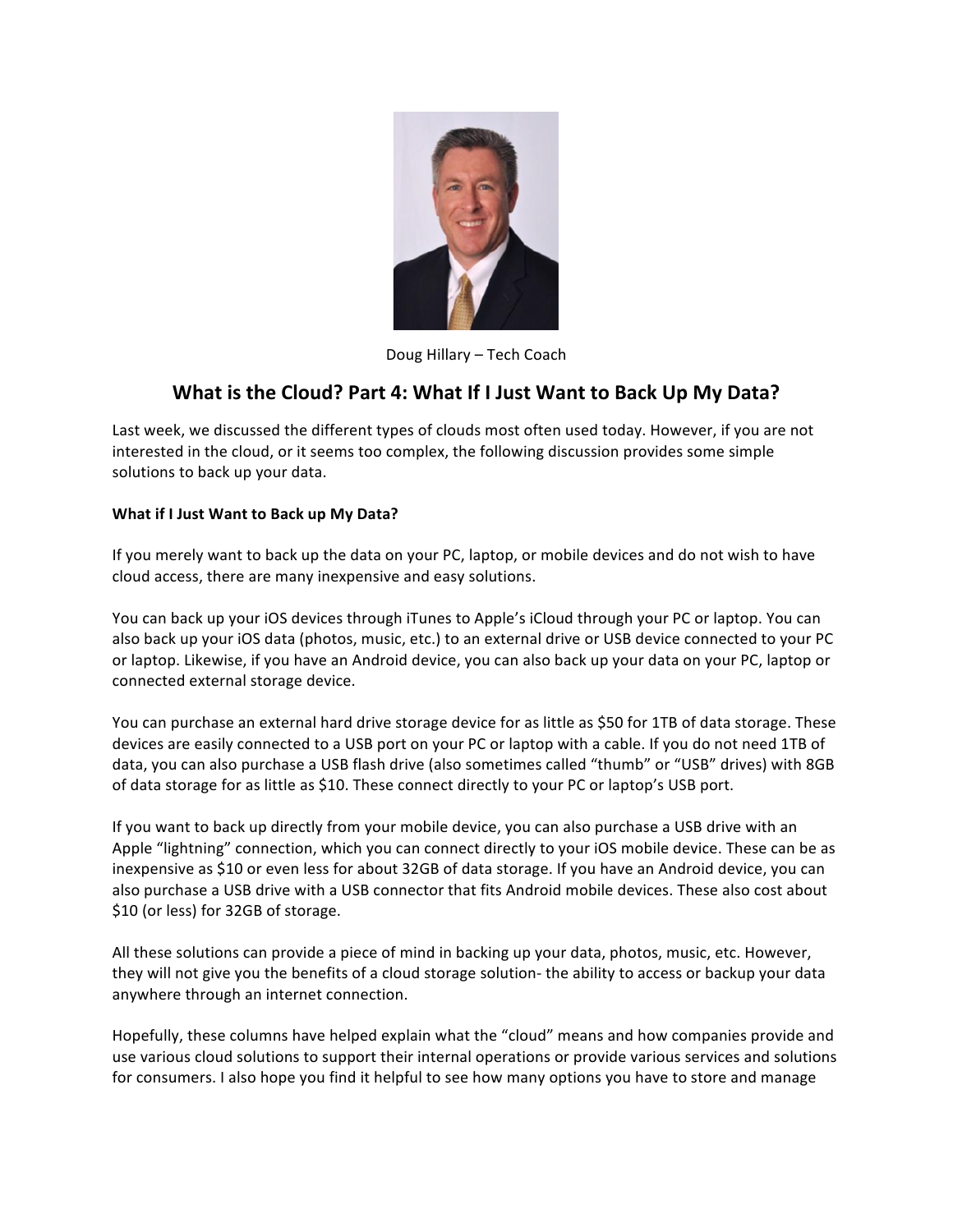Doug Hillary – Tech Coach

# What is the Cloud? Part 4: What If I Just Want to Back Up My Data?

Last week, we discussed the different types of clouds most often used today. However, if you are not interested in the cloud, or it seems too complex, the following discussion provides some simple solutions to back up your data.

**What if I Just Want to Back up My Data?**

If you merely want to back up the data on your PC, laptop, or mobile devices and do not wish to have cloud access, there are many inexpensive and easy solutions.

You can back up your iOS devices through iTunes to Apple's iCloud through your PC or laptop. You can also back up your iOS data (photos, music, etc.) to an external drive or USB device connected to your PC or laptop. Likewise, if you have an Android device, you can also back up your data on your PC, laptop or connected external storage device.

You can purchase an external hard drive storage device for as little as $50 for 1TB of data storage. These devices are easily connected to a USB port on your PC or laptop with a cable. If you do not need 1TB of data, you can also purchase a USB flash drive (also sometimes called "thumb" or "USB" drives) with 8GB of data storage for as little as $10. These connect directly to your PC or laptop's USB port.

If you want to back up directly from your mobile device, you can also purchase a USB drive with an Apple "lightning" connection, which you can connect directly to your iOS mobile device. These can be as inexpensive as $10 or even less for about 32GB of data storage. If you have an Android device, you can also purchase a USB drive with a USB connector that fits Android mobile devices. These also cost about $10 (or less) for 32GB of storage.

All these solutions can provide a piece of mind in backing up your data, photos, music, etc. However, they will not give you the benefits of a cloud storage solution- the ability to access or backup your data anywhere through an internet connection.

Hopefully, these columns have helped explain what the "cloud" means and how companies provide and use various cloud solutions to support their internal operations or provide various services and solutions for consumers. I also hope you find it helpful to see how many options you have to store and manage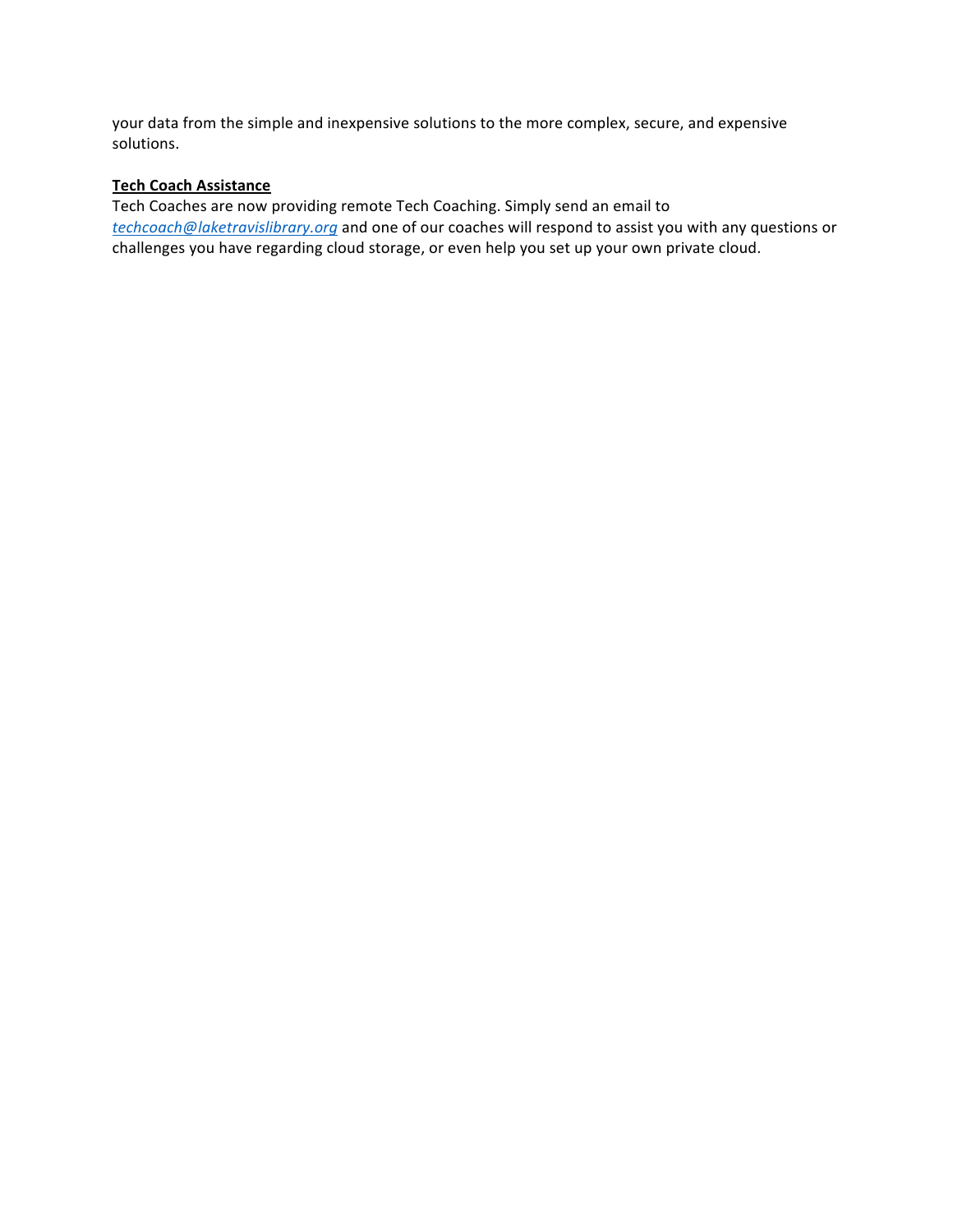your data from the simple and inexpensive solutions to the more complex, secure, and expensive solutions.

**Tech Coach Assistance**

Tech Coaches are now providing remote Tech Coaching. Simply send an email to *techcoach@laketravislibrary.org* and one of our coaches will respond to assist you with any questions or challenges you have regarding cloud storage, or even help you set up your own private cloud.